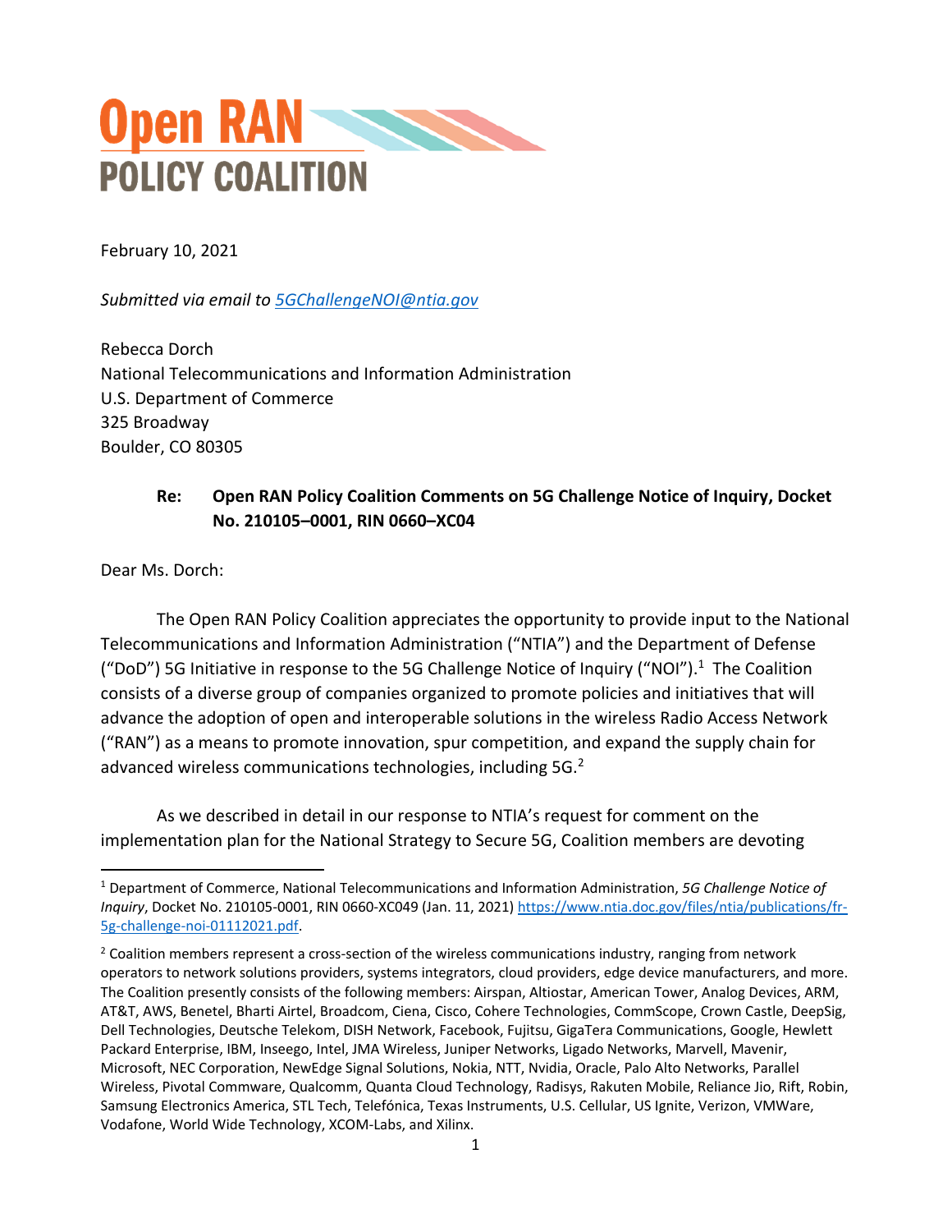# Open RAN POLICY COALITION

February 10, 2021

*Submitted via email to [5GChallengeNOI@ntia.gov](mailto:5GChallengeNOI@ntia.gov)*

Rebecca Dorch
National Telecommunications and Information Administration
U.S. Department of Commerce
325 Broadway
Boulder, CO 80305

**Re: Open RAN Policy Coalition Comments on 5G Challenge Notice of Inquiry, Docket No. 210105–0001, RIN 0660–XC04**

Dear Ms. Dorch:

The Open RAN Policy Coalition appreciates the opportunity to provide input to the National Telecommunications and Information Administration ("NTIA") and the Department of Defense ("DoD") 5G Initiative in response to the 5G Challenge Notice of Inquiry ("NOI").[1] The Coalition consists of a diverse group of companies organized to promote policies and initiatives that will advance the adoption of open and interoperable solutions in the wireless Radio Access Network ("RAN") as a means to promote innovation, spur competition, and expand the supply chain for advanced wireless communications technologies, including 5G.[2]

As we described in detail in our response to NTIA's request for comment on the implementation plan for the National Strategy to Secure 5G, Coalition members are devoting

---

[1] Department of Commerce, National Telecommunications and Information Administration, *5G Challenge Notice of Inquiry*, Docket No. 210105-0001, RIN 0660-XC049 (Jan. 11, 2021) [https://www.ntia.doc.gov/files/ntia/publications/fr-5g-challenge-noi-01112021.pdf](https://www.ntia.doc.gov/files/ntia/publications/fr-5g-challenge-noi-01112021.pdf).

[2] Coalition members represent a cross-section of the wireless communications industry, ranging from network operators to network solutions providers, systems integrators, cloud providers, edge device manufacturers, and more. The Coalition presently consists of the following members: Airspan, Altiostar, American Tower, Analog Devices, ARM, AT&T, AWS, Benetel, Bharti Airtel, Broadcom, Ciena, Cisco, Cohere Technologies, CommScope, Crown Castle, DeepSig, Dell Technologies, Deutsche Telekom, DISH Network, Facebook, Fujitsu, GigaTera Communications, Google, Hewlett Packard Enterprise, IBM, Inseego, Intel, JMA Wireless, Juniper Networks, Ligado Networks, Marvell, Mavenir, Microsoft, NEC Corporation, NewEdge Signal Solutions, Nokia, NTT, Nvidia, Oracle, Palo Alto Networks, Parallel Wireless, Pivotal Commware, Qualcomm, Quanta Cloud Technology, Radisys, Rakuten Mobile, Reliance Jio, Rift, Robin, Samsung Electronics America, STL Tech, Telefónica, Texas Instruments, U.S. Cellular, US Ignite, Verizon, VMWare, Vodafone, World Wide Technology, XCOM-Labs, and Xilinx.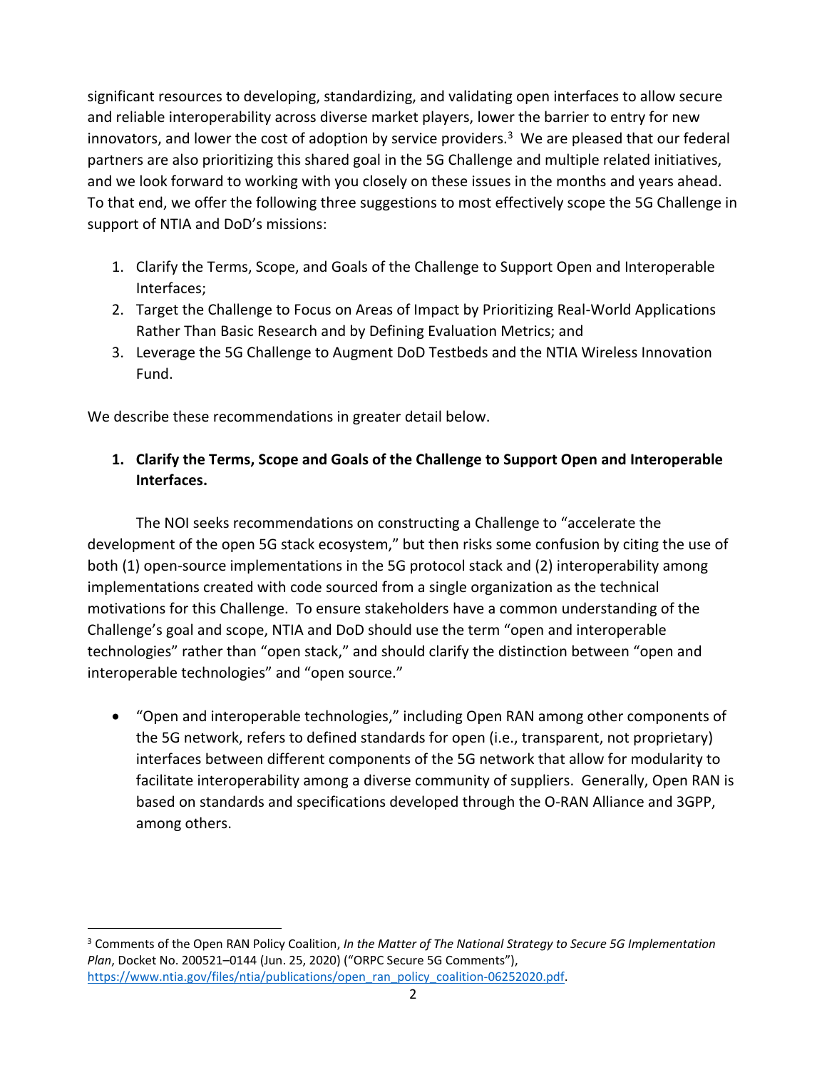significant resources to developing, standardizing, and validating open interfaces to allow secure and reliable interoperability across diverse market players, lower the barrier to entry for new innovators, and lower the cost of adoption by service providers.[3] We are pleased that our federal partners are also prioritizing this shared goal in the 5G Challenge and multiple related initiatives, and we look forward to working with you closely on these issues in the months and years ahead. To that end, we offer the following three suggestions to most effectively scope the 5G Challenge in support of NTIA and DoD's missions:

1. Clarify the Terms, Scope, and Goals of the Challenge to Support Open and Interoperable Interfaces;
2. Target the Challenge to Focus on Areas of Impact by Prioritizing Real-World Applications Rather Than Basic Research and by Defining Evaluation Metrics; and
3. Leverage the 5G Challenge to Augment DoD Testbeds and the NTIA Wireless Innovation Fund.

We describe these recommendations in greater detail below.

## 1. Clarify the Terms, Scope and Goals of the Challenge to Support Open and Interoperable Interfaces.

The NOI seeks recommendations on constructing a Challenge to "accelerate the development of the open 5G stack ecosystem," but then risks some confusion by citing the use of both (1) open-source implementations in the 5G protocol stack and (2) interoperability among implementations created with code sourced from a single organization as the technical motivations for this Challenge. To ensure stakeholders have a common understanding of the Challenge's goal and scope, NTIA and DoD should use the term "open and interoperable technologies" rather than "open stack," and should clarify the distinction between "open and interoperable technologies" and "open source."

- "Open and interoperable technologies," including Open RAN among other components of the 5G network, refers to defined standards for open (i.e., transparent, not proprietary) interfaces between different components of the 5G network that allow for modularity to facilitate interoperability among a diverse community of suppliers. Generally, Open RAN is based on standards and specifications developed through the O-RAN Alliance and 3GPP, among others.

[3] Comments of the Open RAN Policy Coalition, *In the Matter of The National Strategy to Secure 5G Implementation Plan*, Docket No. 200521–0144 (Jun. 25, 2020) ("ORPC Secure 5G Comments"), https://www.ntia.gov/files/ntia/publications/open_ran_policy_coalition-06252020.pdf.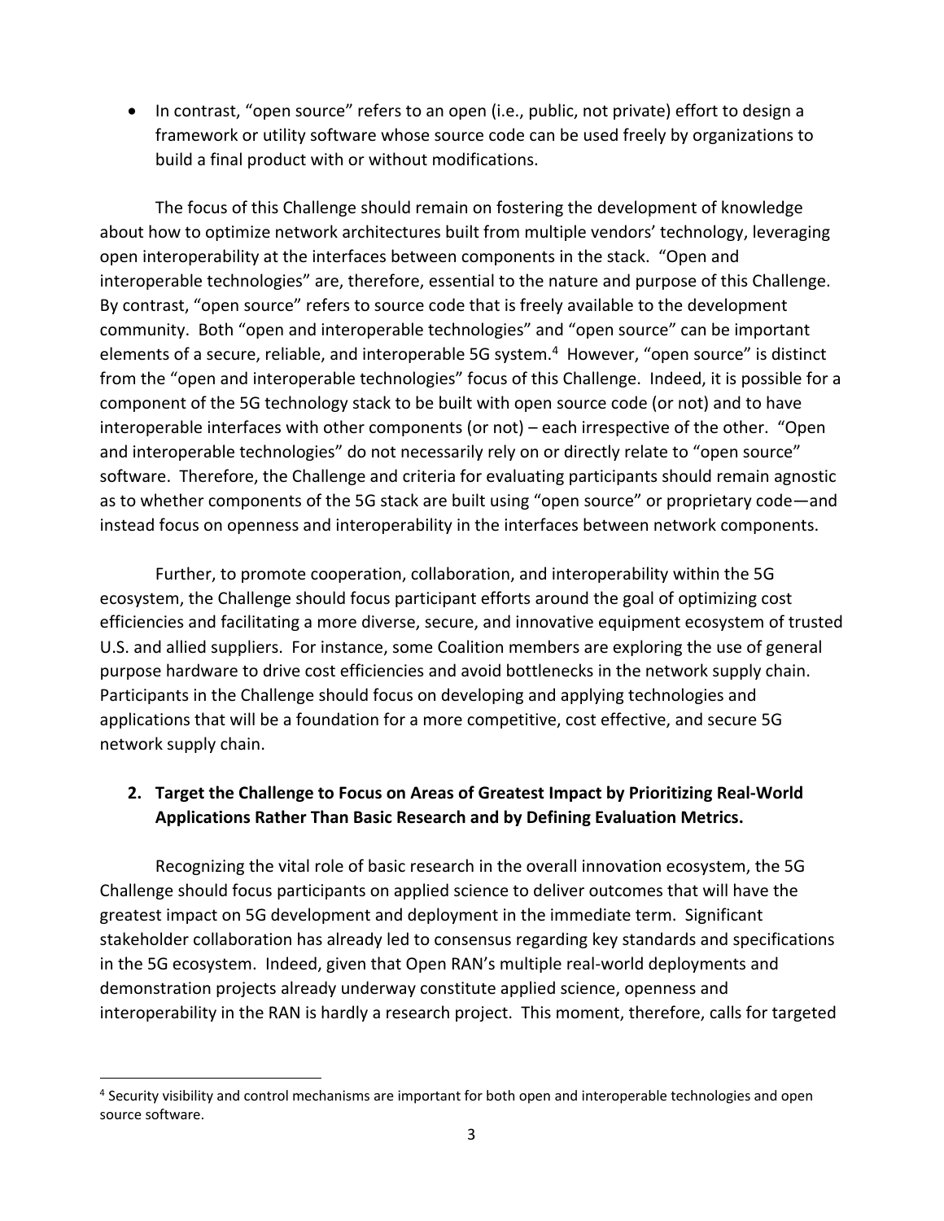- In contrast, "open source" refers to an open (i.e., public, not private) effort to design a framework or utility software whose source code can be used freely by organizations to build a final product with or without modifications.

The focus of this Challenge should remain on fostering the development of knowledge about how to optimize network architectures built from multiple vendors' technology, leveraging open interoperability at the interfaces between components in the stack. "Open and interoperable technologies" are, therefore, essential to the nature and purpose of this Challenge. By contrast, "open source" refers to source code that is freely available to the development community. Both "open and interoperable technologies" and "open source" can be important elements of a secure, reliable, and interoperable 5G system.[4] However, "open source" is distinct from the "open and interoperable technologies" focus of this Challenge. Indeed, it is possible for a component of the 5G technology stack to be built with open source code (or not) and to have interoperable interfaces with other components (or not) – each irrespective of the other. "Open and interoperable technologies" do not necessarily rely on or directly relate to "open source" software. Therefore, the Challenge and criteria for evaluating participants should remain agnostic as to whether components of the 5G stack are built using "open source" or proprietary code—and instead focus on openness and interoperability in the interfaces between network components.

Further, to promote cooperation, collaboration, and interoperability within the 5G ecosystem, the Challenge should focus participant efforts around the goal of optimizing cost efficiencies and facilitating a more diverse, secure, and innovative equipment ecosystem of trusted U.S. and allied suppliers. For instance, some Coalition members are exploring the use of general purpose hardware to drive cost efficiencies and avoid bottlenecks in the network supply chain. Participants in the Challenge should focus on developing and applying technologies and applications that will be a foundation for a more competitive, cost effective, and secure 5G network supply chain.

## 2. Target the Challenge to Focus on Areas of Greatest Impact by Prioritizing Real-World Applications Rather Than Basic Research and by Defining Evaluation Metrics.

Recognizing the vital role of basic research in the overall innovation ecosystem, the 5G Challenge should focus participants on applied science to deliver outcomes that will have the greatest impact on 5G development and deployment in the immediate term. Significant stakeholder collaboration has already led to consensus regarding key standards and specifications in the 5G ecosystem. Indeed, given that Open RAN's multiple real-world deployments and demonstration projects already underway constitute applied science, openness and interoperability in the RAN is hardly a research project. This moment, therefore, calls for targeted

[4] Security visibility and control mechanisms are important for both open and interoperable technologies and open source software.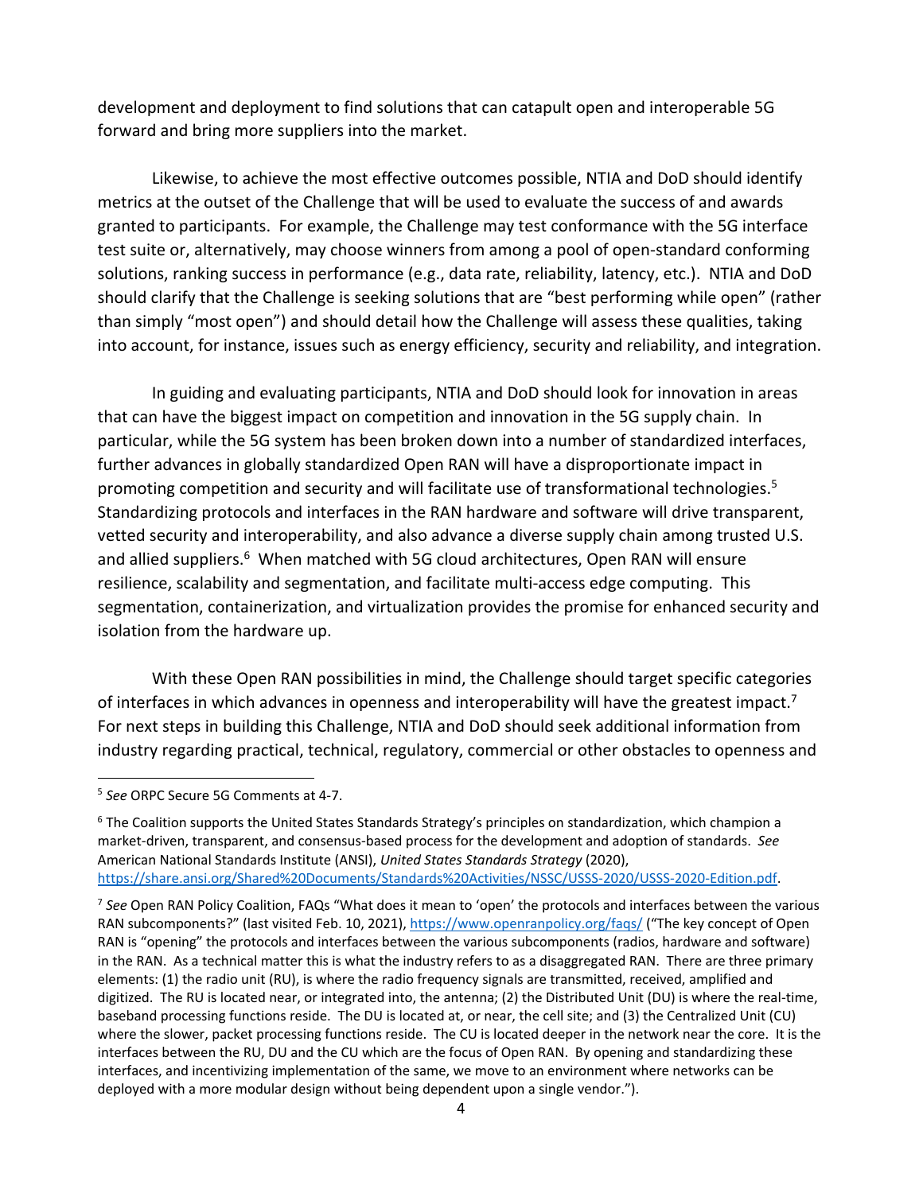development and deployment to find solutions that can catapult open and interoperable 5G forward and bring more suppliers into the market.

Likewise, to achieve the most effective outcomes possible, NTIA and DoD should identify metrics at the outset of the Challenge that will be used to evaluate the success of and awards granted to participants. For example, the Challenge may test conformance with the 5G interface test suite or, alternatively, may choose winners from among a pool of open-standard conforming solutions, ranking success in performance (e.g., data rate, reliability, latency, etc.). NTIA and DoD should clarify that the Challenge is seeking solutions that are "best performing while open" (rather than simply "most open") and should detail how the Challenge will assess these qualities, taking into account, for instance, issues such as energy efficiency, security and reliability, and integration.

In guiding and evaluating participants, NTIA and DoD should look for innovation in areas that can have the biggest impact on competition and innovation in the 5G supply chain. In particular, while the 5G system has been broken down into a number of standardized interfaces, further advances in globally standardized Open RAN will have a disproportionate impact in promoting competition and security and will facilitate use of transformational technologies.[5] Standardizing protocols and interfaces in the RAN hardware and software will drive transparent, vetted security and interoperability, and also advance a diverse supply chain among trusted U.S. and allied suppliers.[6] When matched with 5G cloud architectures, Open RAN will ensure resilience, scalability and segmentation, and facilitate multi-access edge computing. This segmentation, containerization, and virtualization provides the promise for enhanced security and isolation from the hardware up.

With these Open RAN possibilities in mind, the Challenge should target specific categories of interfaces in which advances in openness and interoperability will have the greatest impact.[7] For next steps in building this Challenge, NTIA and DoD should seek additional information from industry regarding practical, technical, regulatory, commercial or other obstacles to openness and

---

[5] *See* ORPC Secure 5G Comments at 4-7.

[6] The Coalition supports the United States Standards Strategy's principles on standardization, which champion a market-driven, transparent, and consensus-based process for the development and adoption of standards. *See* American National Standards Institute (ANSI), *United States Standards Strategy* (2020), https://share.ansi.org/Shared%20Documents/Standards%20Activities/NSSC/USSS-2020/USSS-2020-Edition.pdf.

[7] *See* Open RAN Policy Coalition, FAQs "What does it mean to 'open' the protocols and interfaces between the various RAN subcomponents?" (last visited Feb. 10, 2021), https://www.openranpolicy.org/faqs/ ("The key concept of Open RAN is "opening" the protocols and interfaces between the various subcomponents (radios, hardware and software) in the RAN. As a technical matter this is what the industry refers to as a disaggregated RAN. There are three primary elements: (1) the radio unit (RU), is where the radio frequency signals are transmitted, received, amplified and digitized. The RU is located near, or integrated into, the antenna; (2) the Distributed Unit (DU) is where the real-time, baseband processing functions reside. The DU is located at, or near, the cell site; and (3) the Centralized Unit (CU) where the slower, packet processing functions reside. The CU is located deeper in the network near the core. It is the interfaces between the RU, DU and the CU which are the focus of Open RAN. By opening and standardizing these interfaces, and incentivizing implementation of the same, we move to an environment where networks can be deployed with a more modular design without being dependent upon a single vendor.").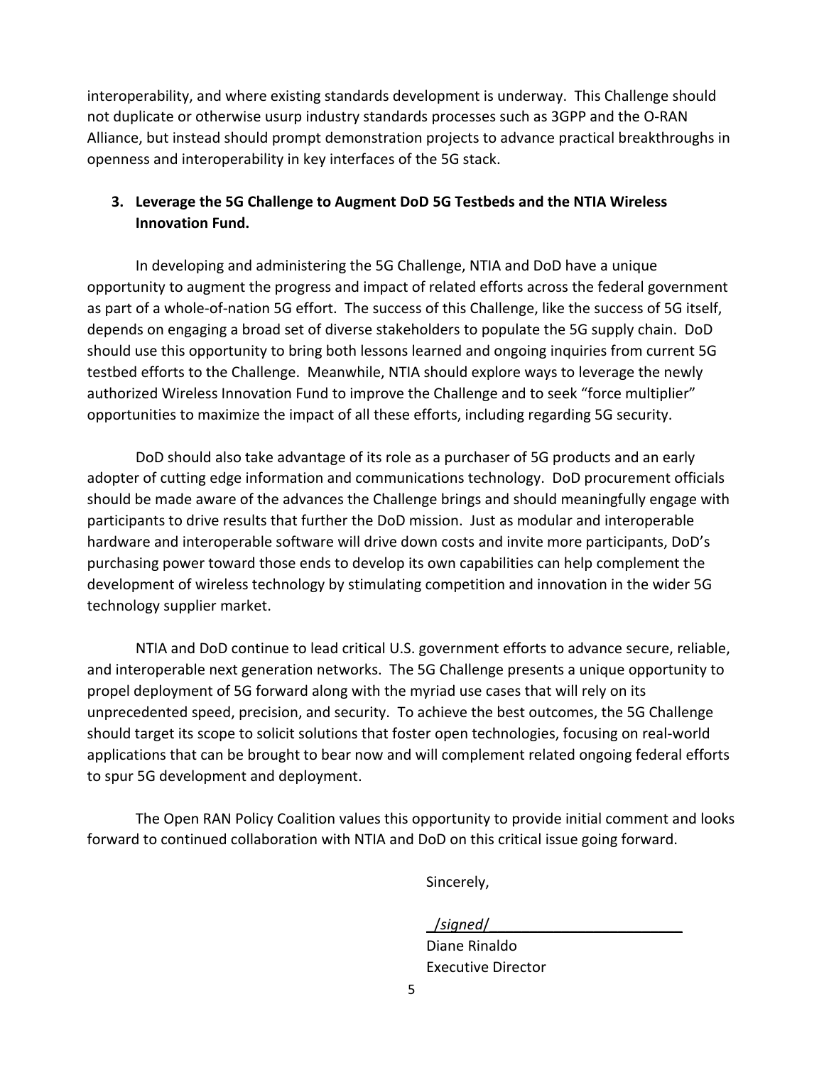interoperability, and where existing standards development is underway. This Challenge should not duplicate or otherwise usurp industry standards processes such as 3GPP and the O-RAN Alliance, but instead should prompt demonstration projects to advance practical breakthroughs in openness and interoperability in key interfaces of the 5G stack.

3. **Leverage the 5G Challenge to Augment DoD 5G Testbeds and the NTIA Wireless Innovation Fund.**

In developing and administering the 5G Challenge, NTIA and DoD have a unique opportunity to augment the progress and impact of related efforts across the federal government as part of a whole-of-nation 5G effort. The success of this Challenge, like the success of 5G itself, depends on engaging a broad set of diverse stakeholders to populate the 5G supply chain. DoD should use this opportunity to bring both lessons learned and ongoing inquiries from current 5G testbed efforts to the Challenge. Meanwhile, NTIA should explore ways to leverage the newly authorized Wireless Innovation Fund to improve the Challenge and to seek "force multiplier" opportunities to maximize the impact of all these efforts, including regarding 5G security.

DoD should also take advantage of its role as a purchaser of 5G products and an early adopter of cutting edge information and communications technology. DoD procurement officials should be made aware of the advances the Challenge brings and should meaningfully engage with participants to drive results that further the DoD mission. Just as modular and interoperable hardware and interoperable software will drive down costs and invite more participants, DoD's purchasing power toward those ends to develop its own capabilities can help complement the development of wireless technology by stimulating competition and innovation in the wider 5G technology supplier market.

NTIA and DoD continue to lead critical U.S. government efforts to advance secure, reliable, and interoperable next generation networks. The 5G Challenge presents a unique opportunity to propel deployment of 5G forward along with the myriad use cases that will rely on its unprecedented speed, precision, and security. To achieve the best outcomes, the 5G Challenge should target its scope to solicit solutions that foster open technologies, focusing on real-world applications that can be brought to bear now and will complement related ongoing federal efforts to spur 5G development and deployment.

The Open RAN Policy Coalition values this opportunity to provide initial comment and looks forward to continued collaboration with NTIA and DoD on this critical issue going forward.

Sincerely,

_/signed/________________________
Diane Rinaldo
Executive Director